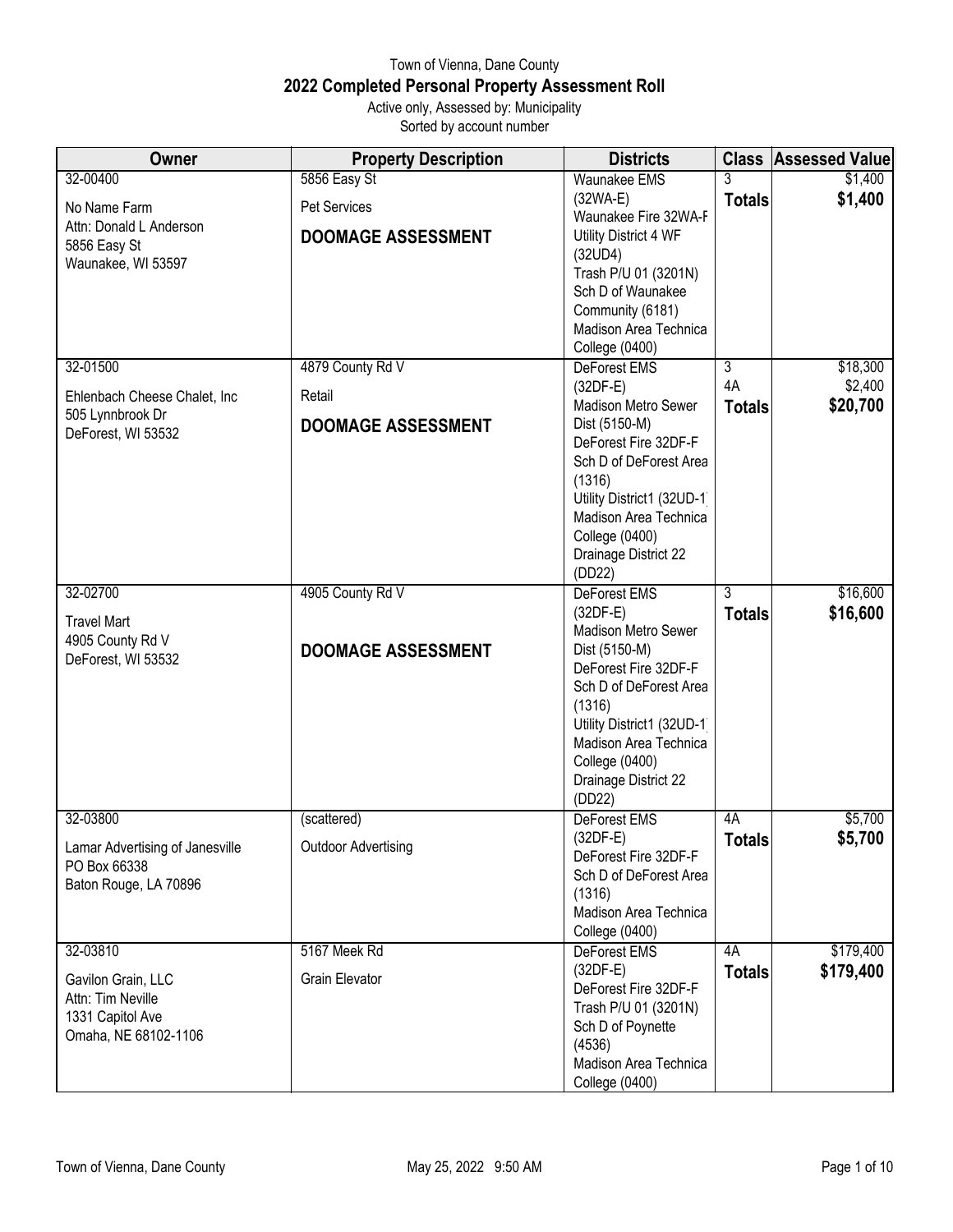# Town of Vienna, Dane County

## 2022 Completed Personal Property Assessment Roll

Active only, Assessed by: Municipality

Sorted by account number

| Owner | Property Description | Districts | Class | Assessed Value |
|---|---|---|---|---|
| 32-00400<br>No Name Farm<br>Attn: Donald L Anderson<br>5856 Easy St<br>Waunakee, WI 53597 | 5856 Easy St<br>Pet Services<br>**DOOMAGE ASSESSMENT** | Waunakee EMS (32WA-E)<br>Waunakee Fire 32WA-F<br>Utility District 4 WF (32UD4)<br>Trash P/U 01 (3201N)<br>Sch D of Waunakee Community (6181)<br>Madison Area Technica College (0400) | 3<br>**Totals** | $1,400<br>**$1,400** |
| 32-01500<br>Ehlenbach Cheese Chalet, Inc<br>505 Lynnbrook Dr<br>DeForest, WI 53532 | 4879 County Rd V<br>Retail<br>**DOOMAGE ASSESSMENT** | DeForest EMS (32DF-E)<br>Madison Metro Sewer Dist (5150-M)<br>DeForest Fire 32DF-F<br>Sch D of DeForest Area (1316)<br>Utility District1 (32UD-1<br>Madison Area Technica College (0400)<br>Drainage District 22 (DD22) | 3<br>4A<br>**Totals** | $18,300<br>$2,400<br>**$20,700** |
| 32-02700<br>Travel Mart<br>4905 County Rd V<br>DeForest, WI 53532 | 4905 County Rd V<br>**DOOMAGE ASSESSMENT** | DeForest EMS (32DF-E)<br>Madison Metro Sewer Dist (5150-M)<br>DeForest Fire 32DF-F<br>Sch D of DeForest Area (1316)<br>Utility District1 (32UD-1<br>Madison Area Technica College (0400)<br>Drainage District 22 (DD22) | 3<br>**Totals** | $16,600<br>**$16,600** |
| 32-03800<br>Lamar Advertising of Janesville<br>PO Box 66338<br>Baton Rouge, LA 70896 | (scattered)<br>Outdoor Advertising | DeForest EMS (32DF-E)<br>DeForest Fire 32DF-F<br>Sch D of DeForest Area (1316)<br>Madison Area Technica College (0400) | 4A<br>**Totals** | $5,700<br>**$5,700** |
| 32-03810<br>Gavilon Grain, LLC<br>Attn: Tim Neville<br>1331 Capitol Ave<br>Omaha, NE 68102-1106 | 5167 Meek Rd<br>Grain Elevator | DeForest EMS (32DF-E)<br>DeForest Fire 32DF-F<br>Trash P/U 01 (3201N)<br>Sch D of Poynette (4536)<br>Madison Area Technica College (0400) | 4A<br>**Totals** | $179,400<br>**$179,400** |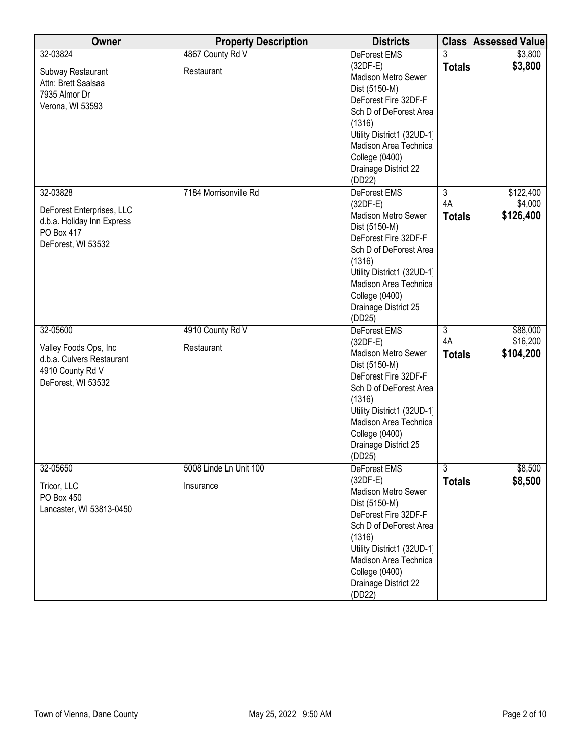| Owner | Property Description | Districts | Class | Assessed Value |
|---|---|---|---|---|
| 32-03824<br><br>Subway Restaurant<br>Attn: Brett Saalsaa<br>7935 Almor Dr<br>Verona, WI 53593 | 4867 County Rd V<br><br>Restaurant | DeForest EMS (32DF-E)<br>Madison Metro Sewer Dist (5150-M)<br>DeForest Fire 32DF-F<br>Sch D of DeForest Area (1316)<br>Utility District1 (32UD-1)<br>Madison Area Technica College (0400)<br>Drainage District 22 (DD22) | 3<br>**Totals** | $3,800<br>**$3,800** |
| 32-03828<br><br>DeForest Enterprises, LLC<br>d.b.a. Holiday Inn Express<br>PO Box 417<br>DeForest, WI 53532 | 7184 Morrisonville Rd | DeForest EMS (32DF-E)<br>Madison Metro Sewer Dist (5150-M)<br>DeForest Fire 32DF-F<br>Sch D of DeForest Area (1316)<br>Utility District1 (32UD-1)<br>Madison Area Technica College (0400)<br>Drainage District 25 (DD25) | 3<br>4A<br>**Totals** | $122,400<br>$4,000<br>**$126,400** |
| 32-05600<br><br>Valley Foods Ops, Inc<br>d.b.a. Culvers Restaurant<br>4910 County Rd V<br>DeForest, WI 53532 | 4910 County Rd V<br><br>Restaurant | DeForest EMS (32DF-E)<br>Madison Metro Sewer Dist (5150-M)<br>DeForest Fire 32DF-F<br>Sch D of DeForest Area (1316)<br>Utility District1 (32UD-1)<br>Madison Area Technica College (0400)<br>Drainage District 25 (DD25) | 3<br>4A<br>**Totals** | $88,000<br>$16,200<br>**$104,200** |
| 32-05650<br><br>Tricor, LLC<br>PO Box 450<br>Lancaster, WI 53813-0450 | 5008 Linde Ln Unit 100<br><br>Insurance | DeForest EMS (32DF-E)<br>Madison Metro Sewer Dist (5150-M)<br>DeForest Fire 32DF-F<br>Sch D of DeForest Area (1316)<br>Utility District1 (32UD-1)<br>Madison Area Technica College (0400)<br>Drainage District 22 (DD22) | 3<br>**Totals** | $8,500<br>**$8,500** |

Town of Vienna, Dane County May 25, 2022 9:50 AM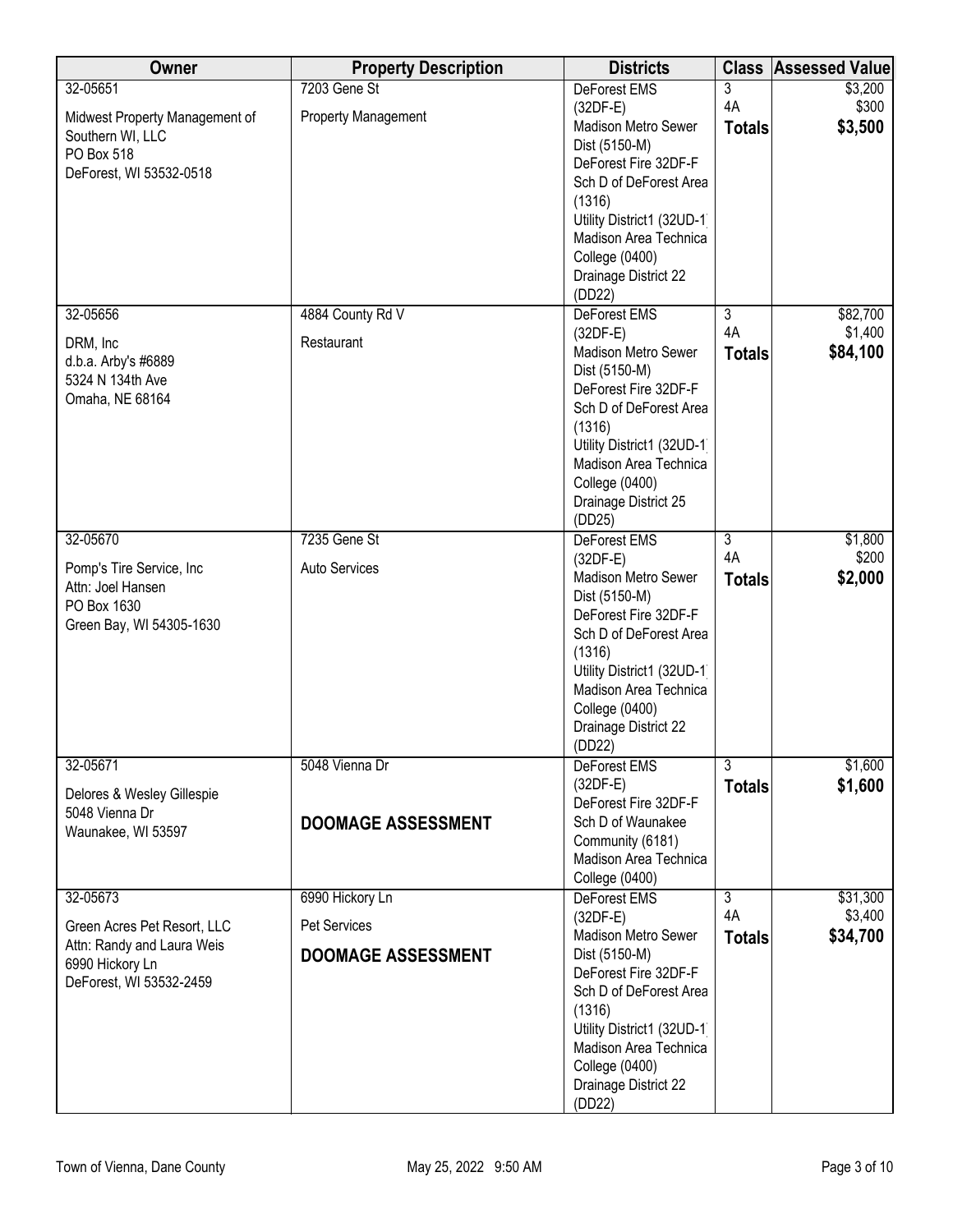| Owner | Property Description | Districts | Class | Assessed Value |
|---|---|---|---|---|
| 32-05651<br><br>Midwest Property Management of Southern WI, LLC<br>PO Box 518<br>DeForest, WI 53532-0518 | 7203 Gene St<br><br>Property Management | DeForest EMS (32DF-E)<br>Madison Metro Sewer Dist (5150-M)<br>DeForest Fire 32DF-F<br>Sch D of DeForest Area (1316)<br>Utility District1 (32UD-1<br>Madison Area Technica College (0400)<br>Drainage District 22 (DD22) | 3<br>4A<br>**Totals** | \$3,200<br>\$300<br>**\$3,500** |
| 32-05656<br><br>DRM, Inc<br>d.b.a. Arby's #6889<br>5324 N 134th Ave<br>Omaha, NE 68164 | 4884 County Rd V<br><br>Restaurant | DeForest EMS (32DF-E)<br>Madison Metro Sewer Dist (5150-M)<br>DeForest Fire 32DF-F<br>Sch D of DeForest Area (1316)<br>Utility District1 (32UD-1<br>Madison Area Technica College (0400)<br>Drainage District 25 (DD25) | 3<br>4A<br>**Totals** | \$82,700<br>\$1,400<br>**\$84,100** |
| 32-05670<br><br>Pomp's Tire Service, Inc<br>Attn: Joel Hansen<br>PO Box 1630<br>Green Bay, WI 54305-1630 | 7235 Gene St<br><br>Auto Services | DeForest EMS (32DF-E)<br>Madison Metro Sewer Dist (5150-M)<br>DeForest Fire 32DF-F<br>Sch D of DeForest Area (1316)<br>Utility District1 (32UD-1<br>Madison Area Technica College (0400)<br>Drainage District 22 (DD22) | 3<br>4A<br>**Totals** | \$1,800<br>\$200<br>**\$2,000** |
| 32-05671<br><br>Delores & Wesley Gillespie<br>5048 Vienna Dr<br>Waunakee, WI 53597 | 5048 Vienna Dr<br><br>**DOOMAGE ASSESSMENT** | DeForest EMS (32DF-E)<br>DeForest Fire 32DF-F<br>Sch D of Waunakee Community (6181)<br>Madison Area Technica College (0400) | 3<br>**Totals** | \$1,600<br>**\$1,600** |
| 32-05673<br><br>Green Acres Pet Resort, LLC<br>Attn: Randy and Laura Weis<br>6990 Hickory Ln<br>DeForest, WI 53532-2459 | 6990 Hickory Ln<br><br>Pet Services<br><br>**DOOMAGE ASSESSMENT** | DeForest EMS (32DF-E)<br>Madison Metro Sewer Dist (5150-M)<br>DeForest Fire 32DF-F<br>Sch D of DeForest Area (1316)<br>Utility District1 (32UD-1<br>Madison Area Technica College (0400)<br>Drainage District 22 (DD22) | 3<br>4A<br>**Totals** | \$31,300<br>\$3,400<br>**\$34,700** |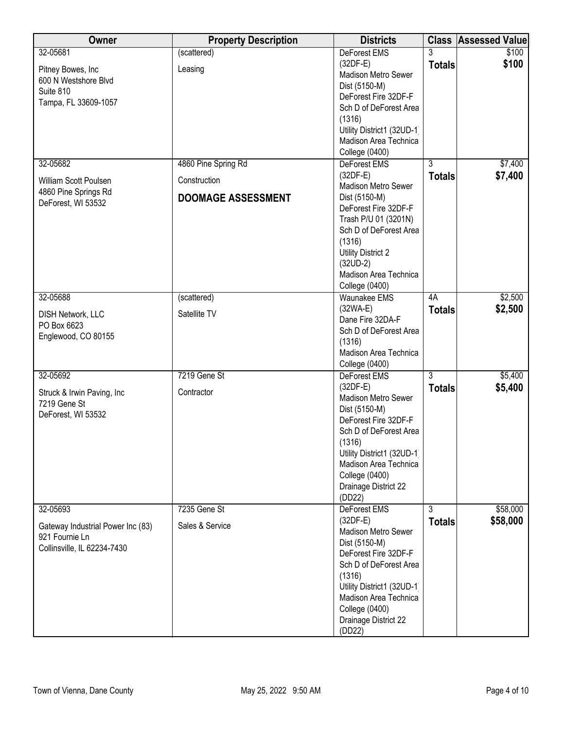| Owner | Property Description | Districts | Class | Assessed Value |
|---|---|---|---|---|
| 32-05681<br><br>Pitney Bowes, Inc<br>600 N Westshore Blvd<br>Suite 810<br>Tampa, FL 33609-1057 | (scattered)<br><br>Leasing | DeForest EMS (32DF-E)<br>Madison Metro Sewer Dist (5150-M)<br>DeForest Fire 32DF-F<br>Sch D of DeForest Area (1316)<br>Utility District1 (32UD-1)<br>Madison Area Technica College (0400) | 3<br>**Totals** | $100<br>**$100** |
| 32-05682<br><br>William Scott Poulsen<br>4860 Pine Springs Rd<br>DeForest, WI 53532 | 4860 Pine Spring Rd<br><br>Construction<br><br>**DOOMAGE ASSESSMENT** | DeForest EMS (32DF-E)<br>Madison Metro Sewer Dist (5150-M)<br>DeForest Fire 32DF-F<br>Trash P/U 01 (3201N)<br>Sch D of DeForest Area (1316)<br>Utility District 2 (32UD-2)<br>Madison Area Technica College (0400) | 3<br>**Totals** | $7,400<br>**$7,400** |
| 32-05688<br><br>DISH Network, LLC<br>PO Box 6623<br>Englewood, CO 80155 | (scattered)<br><br>Satellite TV | Waunakee EMS (32WA-E)<br>Dane Fire 32DA-F<br>Sch D of DeForest Area (1316)<br>Madison Area Technica College (0400) | 4A<br>**Totals** | $2,500<br>**$2,500** |
| 32-05692<br><br>Struck & Irwin Paving, Inc<br>7219 Gene St<br>DeForest, WI 53532 | 7219 Gene St<br><br>Contractor | DeForest EMS (32DF-E)<br>Madison Metro Sewer Dist (5150-M)<br>DeForest Fire 32DF-F<br>Sch D of DeForest Area (1316)<br>Utility District1 (32UD-1)<br>Madison Area Technica College (0400)<br>Drainage District 22 (DD22) | 3<br>**Totals** | $5,400<br>**$5,400** |
| 32-05693<br><br>Gateway Industrial Power Inc (83)<br>921 Fournie Ln<br>Collinsville, IL 62234-7430 | 7235 Gene St<br><br>Sales & Service | DeForest EMS (32DF-E)<br>Madison Metro Sewer Dist (5150-M)<br>DeForest Fire 32DF-F<br>Sch D of DeForest Area (1316)<br>Utility District1 (32UD-1)<br>Madison Area Technica College (0400)<br>Drainage District 22 (DD22) | 3<br>**Totals** | $58,000<br>**$58,000** |

Town of Vienna, Dane County — May 25, 2022 9:50 AM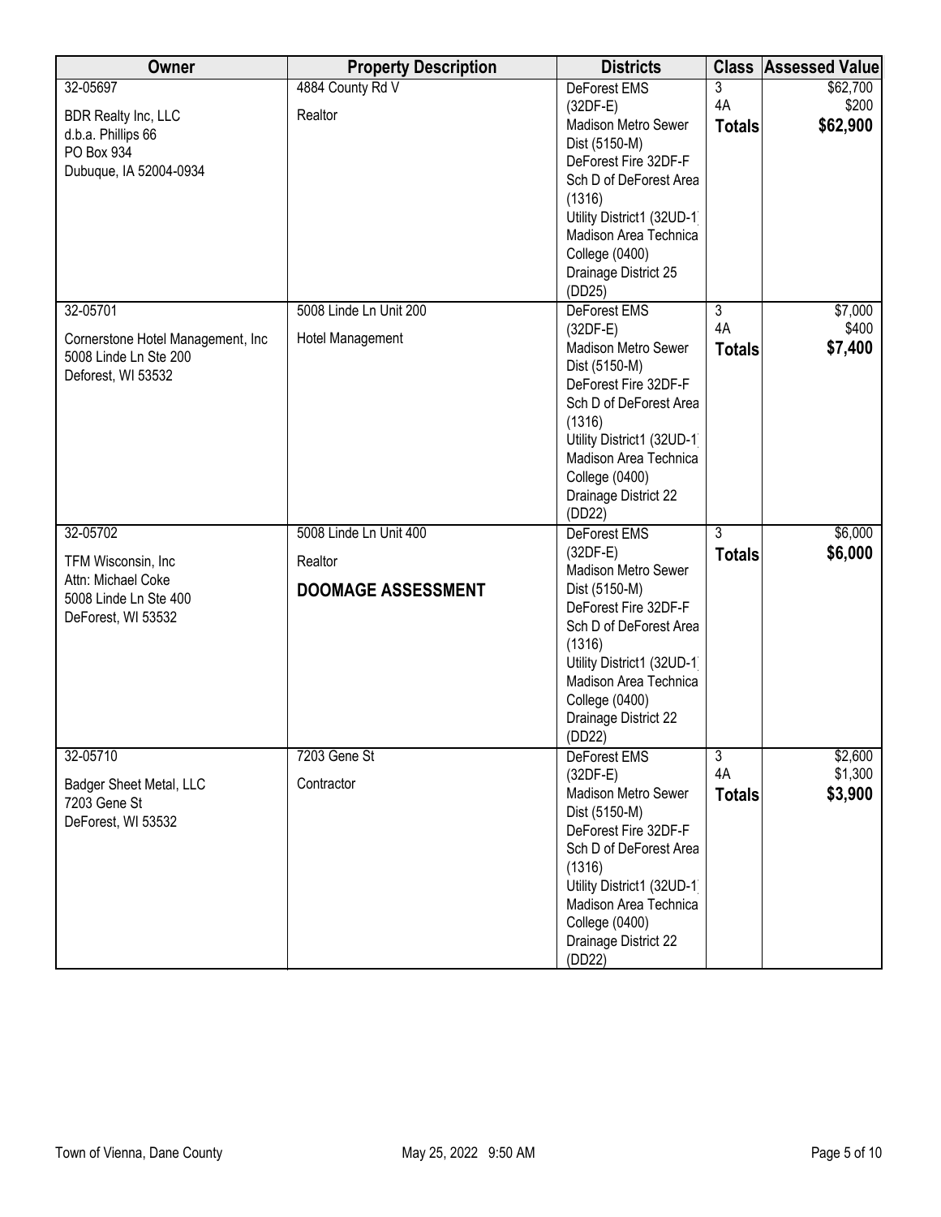| Owner | Property Description | Districts | Class | Assessed Value |
|---|---|---|---|---|
| 32-05697<br><br>BDR Realty Inc, LLC<br>d.b.a. Phillips 66<br>PO Box 934<br>Dubuque, IA 52004-0934 | 4884 County Rd V<br><br>Realtor | DeForest EMS (32DF-E)<br>Madison Metro Sewer Dist (5150-M)<br>DeForest Fire 32DF-F<br>Sch D of DeForest Area (1316)<br>Utility District1 (32UD-1)<br>Madison Area Technical College (0400)<br>Drainage District 25 (DD25) | 3<br>4A<br>**Totals** | \$62,700<br>\$200<br>**\$62,900** |
| 32-05701<br><br>Cornerstone Hotel Management, Inc<br>5008 Linde Ln Ste 200<br>Deforest, WI 53532 | 5008 Linde Ln Unit 200<br><br>Hotel Management | DeForest EMS (32DF-E)<br>Madison Metro Sewer Dist (5150-M)<br>DeForest Fire 32DF-F<br>Sch D of DeForest Area (1316)<br>Utility District1 (32UD-1)<br>Madison Area Technical College (0400)<br>Drainage District 22 (DD22) | 3<br>4A<br>**Totals** | \$7,000<br>\$400<br>**\$7,400** |
| 32-05702<br><br>TFM Wisconsin, Inc<br>Attn: Michael Coke<br>5008 Linde Ln Ste 400<br>DeForest, WI 53532 | 5008 Linde Ln Unit 400<br><br>Realtor<br><br>**DOOMAGE ASSESSMENT** | DeForest EMS (32DF-E)<br>Madison Metro Sewer Dist (5150-M)<br>DeForest Fire 32DF-F<br>Sch D of DeForest Area (1316)<br>Utility District1 (32UD-1)<br>Madison Area Technical College (0400)<br>Drainage District 22 (DD22) | 3<br>**Totals** | \$6,000<br>**\$6,000** |
| 32-05710<br><br>Badger Sheet Metal, LLC<br>7203 Gene St<br>DeForest, WI 53532 | 7203 Gene St<br><br>Contractor | DeForest EMS (32DF-E)<br>Madison Metro Sewer Dist (5150-M)<br>DeForest Fire 32DF-F<br>Sch D of DeForest Area (1316)<br>Utility District1 (32UD-1)<br>Madison Area Technical College (0400)<br>Drainage District 22 (DD22) | 3<br>4A<br>**Totals** | \$2,600<br>\$1,300<br>**\$3,900** |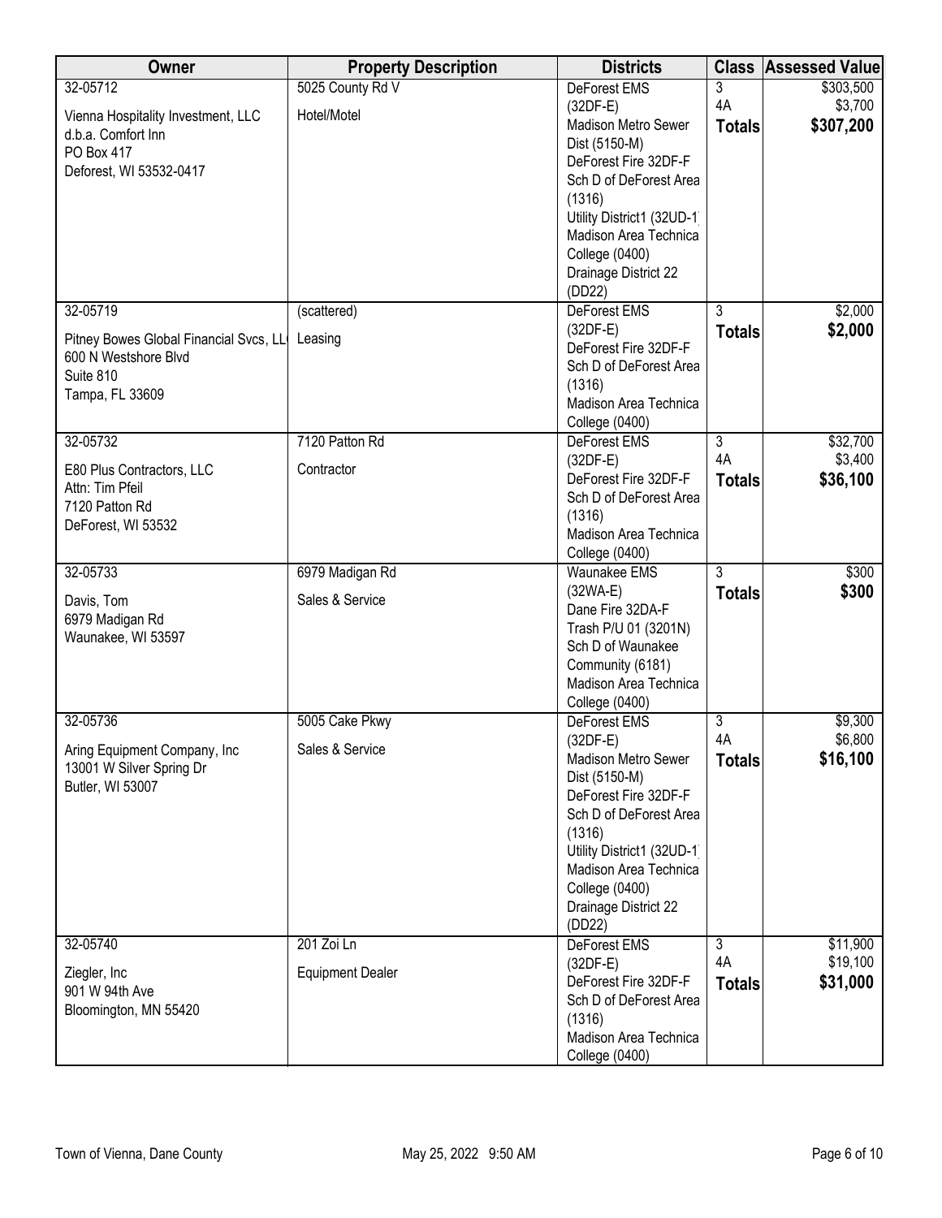| Owner | Property Description | Districts | Class | Assessed Value |
|---|---|---|---|---|
| 32-05712<br><br>Vienna Hospitality Investment, LLC<br>d.b.a. Comfort Inn<br>PO Box 417<br>Deforest, WI 53532-0417 | 5025 County Rd V<br><br>Hotel/Motel | DeForest EMS (32DF-E)<br>Madison Metro Sewer Dist (5150-M)<br>DeForest Fire 32DF-F<br>Sch D of DeForest Area (1316)<br>Utility District1 (32UD-1<br>Madison Area Technica College (0400)<br>Drainage District 22 (DD22) | 3<br>4A<br>**Totals** | $303,500<br>$3,700<br>**$307,200** |
| 32-05719<br><br>Pitney Bowes Global Financial Svcs, LL<br>600 N Westshore Blvd<br>Suite 810<br>Tampa, FL 33609 | (scattered)<br><br>Leasing | DeForest EMS (32DF-E)<br>DeForest Fire 32DF-F<br>Sch D of DeForest Area (1316)<br>Madison Area Technica College (0400) | 3<br>**Totals** | $2,000<br>**$2,000** |
| 32-05732<br><br>E80 Plus Contractors, LLC<br>Attn: Tim Pfeil<br>7120 Patton Rd<br>DeForest, WI 53532 | 7120 Patton Rd<br><br>Contractor | DeForest EMS (32DF-E)<br>DeForest Fire 32DF-F<br>Sch D of DeForest Area (1316)<br>Madison Area Technica College (0400) | 3<br>4A<br>**Totals** | $32,700<br>$3,400<br>**$36,100** |
| 32-05733<br><br>Davis, Tom<br>6979 Madigan Rd<br>Waunakee, WI 53597 | 6979 Madigan Rd<br><br>Sales & Service | Waunakee EMS (32WA-E)<br>Dane Fire 32DA-F<br>Trash P/U 01 (3201N)<br>Sch D of Waunakee Community (6181)<br>Madison Area Technica College (0400) | 3<br>**Totals** | $300<br>**$300** |
| 32-05736<br><br>Aring Equipment Company, Inc<br>13001 W Silver Spring Dr<br>Butler, WI 53007 | 5005 Cake Pkwy<br><br>Sales & Service | DeForest EMS (32DF-E)<br>Madison Metro Sewer Dist (5150-M)<br>DeForest Fire 32DF-F<br>Sch D of DeForest Area (1316)<br>Utility District1 (32UD-1<br>Madison Area Technica College (0400)<br>Drainage District 22 (DD22) | 3<br>4A<br>**Totals** | $9,300<br>$6,800<br>**$16,100** |
| 32-05740<br><br>Ziegler, Inc<br>901 W 94th Ave<br>Bloomington, MN 55420 | 201 Zoi Ln<br><br>Equipment Dealer | DeForest EMS (32DF-E)<br>DeForest Fire 32DF-F<br>Sch D of DeForest Area (1316)<br>Madison Area Technica College (0400) | 3<br>4A<br>**Totals** | $11,900<br>$19,100<br>**$31,000** |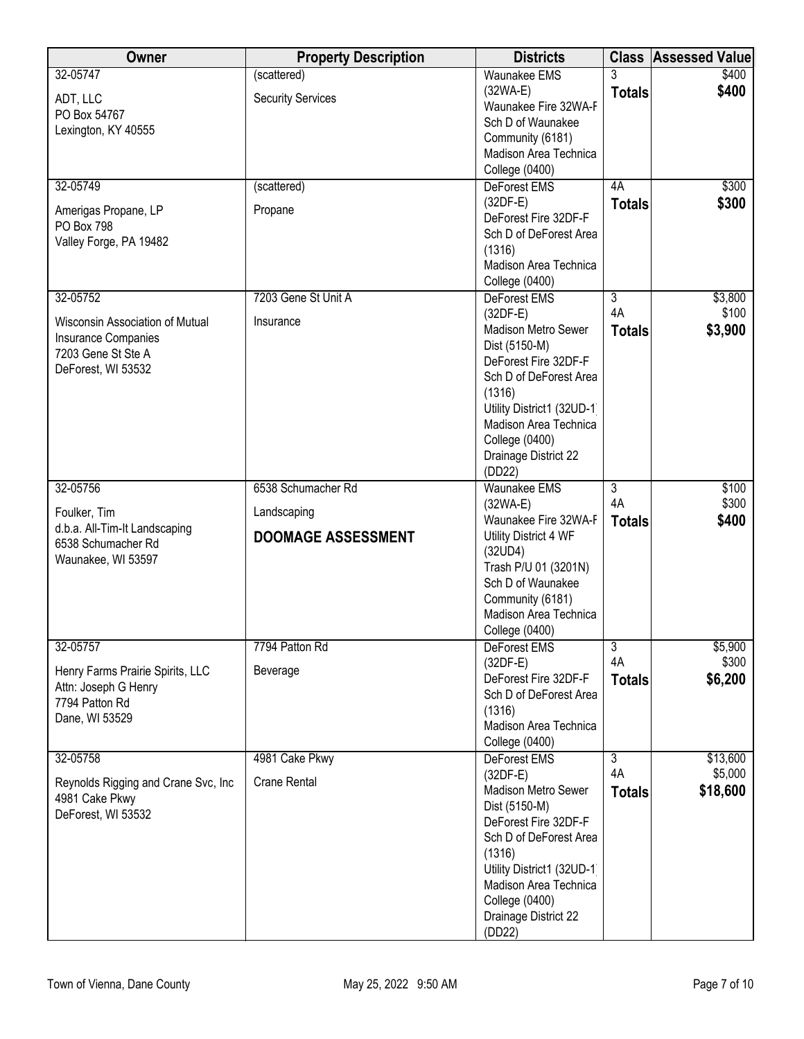| Owner | Property Description | Districts | Class | Assessed Value |
|---|---|---|---|---|
| 32-05747<br>ADT, LLC<br>PO Box 54767<br>Lexington, KY 40555 | (scattered)<br>Security Services | Waunakee EMS (32WA-E)<br>Waunakee Fire 32WA-F<br>Sch D of Waunakee Community (6181)<br>Madison Area Technical College (0400) | 3<br>**Totals** | $400<br>**$400** |
| 32-05749<br>Amerigas Propane, LP<br>PO Box 798<br>Valley Forge, PA 19482 | (scattered)<br>Propane | DeForest EMS (32DF-E)<br>DeForest Fire 32DF-F<br>Sch D of DeForest Area (1316)<br>Madison Area Technical College (0400) | 4A<br>**Totals** | $300<br>**$300** |
| 32-05752<br>Wisconsin Association of Mutual Insurance Companies<br>7203 Gene St Ste A<br>DeForest, WI 53532 | 7203 Gene St Unit A<br>Insurance | DeForest EMS (32DF-E)<br>Madison Metro Sewer Dist (5150-M)<br>DeForest Fire 32DF-F<br>Sch D of DeForest Area (1316)<br>Utility District1 (32UD-1)<br>Madison Area Technical College (0400)<br>Drainage District 22 (DD22) | 3<br>4A<br>**Totals** | $3,800<br>$100<br>**$3,900** |
| 32-05756<br>Foulker, Tim<br>d.b.a. All-Tim-It Landscaping<br>6538 Schumacher Rd<br>Waunakee, WI 53597 | 6538 Schumacher Rd<br>Landscaping<br>**DOOMAGE ASSESSMENT** | Waunakee EMS (32WA-E)<br>Waunakee Fire 32WA-F<br>Utility District 4 WF (32UD4)<br>Trash P/U 01 (3201N)<br>Sch D of Waunakee Community (6181)<br>Madison Area Technical College (0400) | 3<br>4A<br>**Totals** | $100<br>$300<br>**$400** |
| 32-05757<br>Henry Farms Prairie Spirits, LLC<br>Attn: Joseph G Henry<br>7794 Patton Rd<br>Dane, WI 53529 | 7794 Patton Rd<br>Beverage | DeForest EMS (32DF-E)<br>DeForest Fire 32DF-F<br>Sch D of DeForest Area (1316)<br>Madison Area Technical College (0400) | 3<br>4A<br>**Totals** | $5,900<br>$300<br>**$6,200** |
| 32-05758<br>Reynolds Rigging and Crane Svc, Inc<br>4981 Cake Pkwy<br>DeForest, WI 53532 | 4981 Cake Pkwy<br>Crane Rental | DeForest EMS (32DF-E)<br>Madison Metro Sewer Dist (5150-M)<br>DeForest Fire 32DF-F<br>Sch D of DeForest Area (1316)<br>Utility District1 (32UD-1)<br>Madison Area Technical College (0400)<br>Drainage District 22 (DD22) | 3<br>4A<br>**Totals** | $13,600<br>$5,000<br>**$18,600** |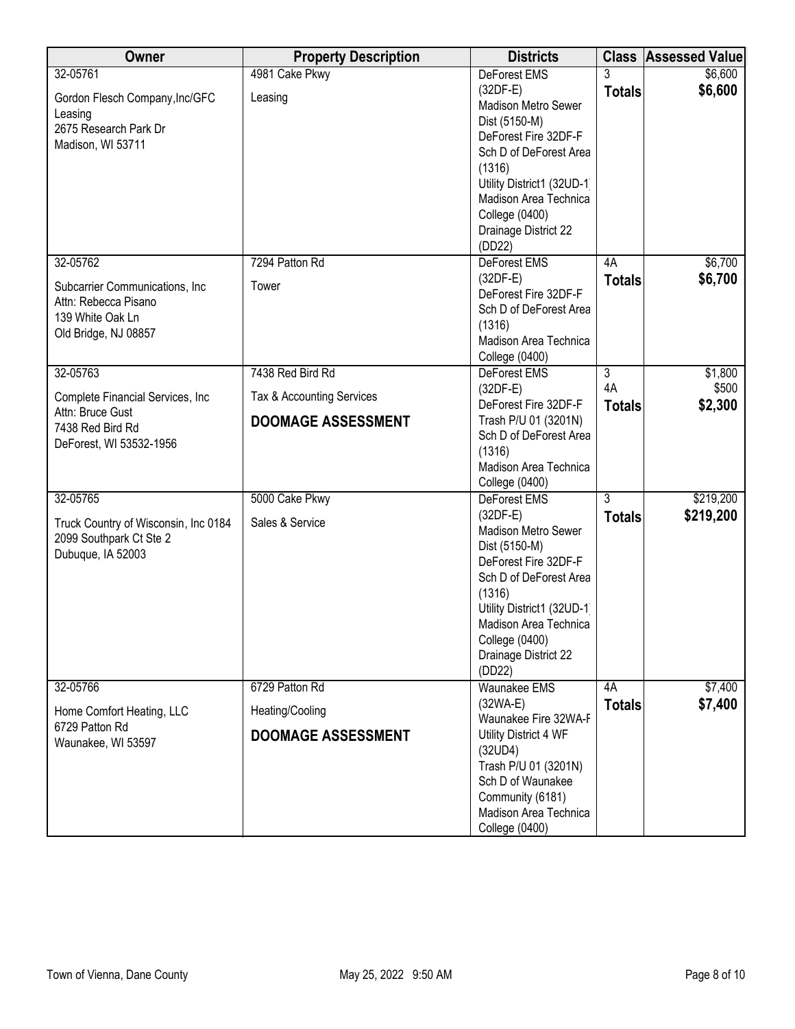| Owner | Property Description | Districts | Class | Assessed Value |
|---|---|---|---|---|
| 32-05761<br>Gordon Flesch Company,Inc/GFC Leasing<br>2675 Research Park Dr<br>Madison, WI 53711 | 4981 Cake Pkwy<br>Leasing | DeForest EMS (32DF-E)<br>Madison Metro Sewer Dist (5150-M)<br>DeForest Fire 32DF-F<br>Sch D of DeForest Area (1316)<br>Utility District1 (32UD-1<br>Madison Area Technica College (0400)<br>Drainage District 22 (DD22) | 3<br>**Totals** | $6,600<br>**$6,600** |
| 32-05762<br>Subcarrier Communications, Inc<br>Attn: Rebecca Pisano<br>139 White Oak Ln<br>Old Bridge, NJ 08857 | 7294 Patton Rd<br>Tower | DeForest EMS (32DF-E)<br>DeForest Fire 32DF-F<br>Sch D of DeForest Area (1316)<br>Madison Area Technica College (0400) | 4A<br>**Totals** | $6,700<br>**$6,700** |
| 32-05763<br>Complete Financial Services, Inc<br>Attn: Bruce Gust<br>7438 Red Bird Rd<br>DeForest, WI 53532-1956 | 7438 Red Bird Rd<br>Tax & Accounting Services<br>**DOOMAGE ASSESSMENT** | DeForest EMS (32DF-E)<br>DeForest Fire 32DF-F<br>Trash P/U 01 (3201N)<br>Sch D of DeForest Area (1316)<br>Madison Area Technica College (0400) | 3<br>4A<br>**Totals** | $1,800<br>$500<br>**$2,300** |
| 32-05765<br>Truck Country of Wisconsin, Inc 0184<br>2099 Southpark Ct Ste 2<br>Dubuque, IA 52003 | 5000 Cake Pkwy<br>Sales & Service | DeForest EMS (32DF-E)<br>Madison Metro Sewer Dist (5150-M)<br>DeForest Fire 32DF-F<br>Sch D of DeForest Area (1316)<br>Utility District1 (32UD-1<br>Madison Area Technica College (0400)<br>Drainage District 22 (DD22) | 3<br>**Totals** | $219,200<br>**$219,200** |
| 32-05766<br>Home Comfort Heating, LLC<br>6729 Patton Rd<br>Waunakee, WI 53597 | 6729 Patton Rd<br>Heating/Cooling<br>**DOOMAGE ASSESSMENT** | Waunakee EMS (32WA-E)<br>Waunakee Fire 32WA-F<br>Utility District 4 WF (32UD4)<br>Trash P/U 01 (3201N)<br>Sch D of Waunakee Community (6181)<br>Madison Area Technica College (0400) | 4A<br>**Totals** | $7,400<br>**$7,400** |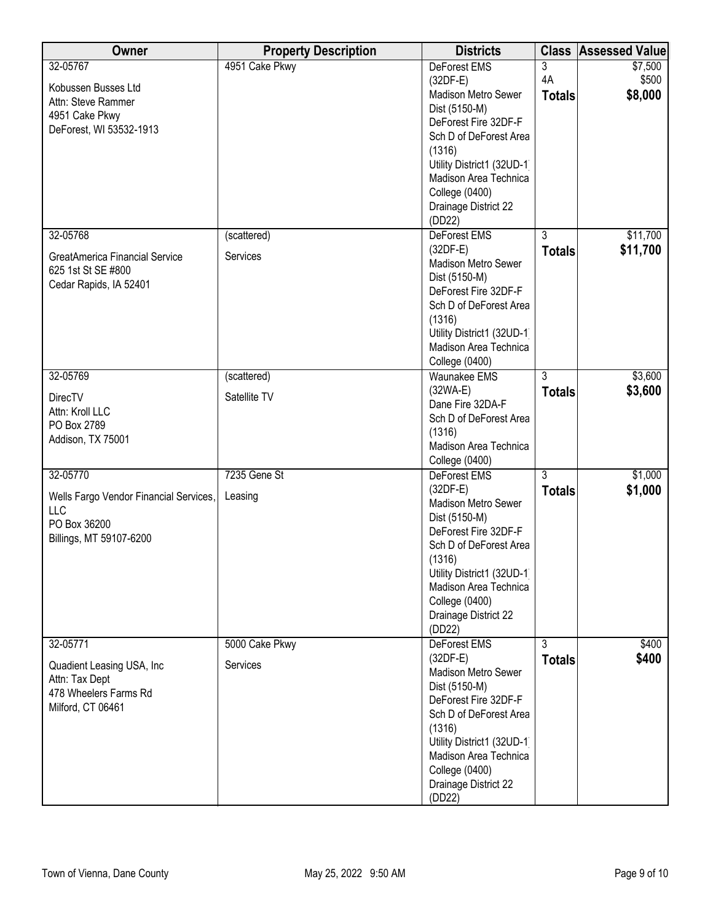| Owner | Property Description | Districts | Class | Assessed Value |
|---|---|---|---|---|
| 32-05767<br><br>Kobussen Busses Ltd<br>Attn: Steve Rammer<br>4951 Cake Pkwy<br>DeForest, WI 53532-1913 | 4951 Cake Pkwy | DeForest EMS (32DF-E)<br>Madison Metro Sewer Dist (5150-M)<br>DeForest Fire 32DF-F<br>Sch D of DeForest Area (1316)<br>Utility District1 (32UD-1<br>Madison Area Technica College (0400)<br>Drainage District 22 (DD22) | 3<br>4A<br>**Totals** | \$7,500<br>\$500<br>**\$8,000** |
| 32-05768<br><br>GreatAmerica Financial Service<br>625 1st St SE #800<br>Cedar Rapids, IA 52401 | (scattered)<br><br>Services | DeForest EMS (32DF-E)<br>Madison Metro Sewer Dist (5150-M)<br>DeForest Fire 32DF-F<br>Sch D of DeForest Area (1316)<br>Utility District1 (32UD-1<br>Madison Area Technica College (0400) | 3<br>**Totals** | \$11,700<br>**\$11,700** |
| 32-05769<br><br>DirecTV<br>Attn: Kroll LLC<br>PO Box 2789<br>Addison, TX 75001 | (scattered)<br><br>Satellite TV | Waunakee EMS (32WA-E)<br>Dane Fire 32DA-F<br>Sch D of DeForest Area (1316)<br>Madison Area Technica College (0400) | 3<br>**Totals** | \$3,600<br>**\$3,600** |
| 32-05770<br><br>Wells Fargo Vendor Financial Services, LLC<br>PO Box 36200<br>Billings, MT 59107-6200 | 7235 Gene St<br><br>Leasing | DeForest EMS (32DF-E)<br>Madison Metro Sewer Dist (5150-M)<br>DeForest Fire 32DF-F<br>Sch D of DeForest Area (1316)<br>Utility District1 (32UD-1<br>Madison Area Technica College (0400)<br>Drainage District 22 (DD22) | 3<br>**Totals** | \$1,000<br>**\$1,000** |
| 32-05771<br><br>Quadient Leasing USA, Inc<br>Attn: Tax Dept<br>478 Wheelers Farms Rd<br>Milford, CT 06461 | 5000 Cake Pkwy<br><br>Services | DeForest EMS (32DF-E)<br>Madison Metro Sewer Dist (5150-M)<br>DeForest Fire 32DF-F<br>Sch D of DeForest Area (1316)<br>Utility District1 (32UD-1<br>Madison Area Technica College (0400)<br>Drainage District 22 (DD22) | 3<br>**Totals** | \$400<br>**\$400** |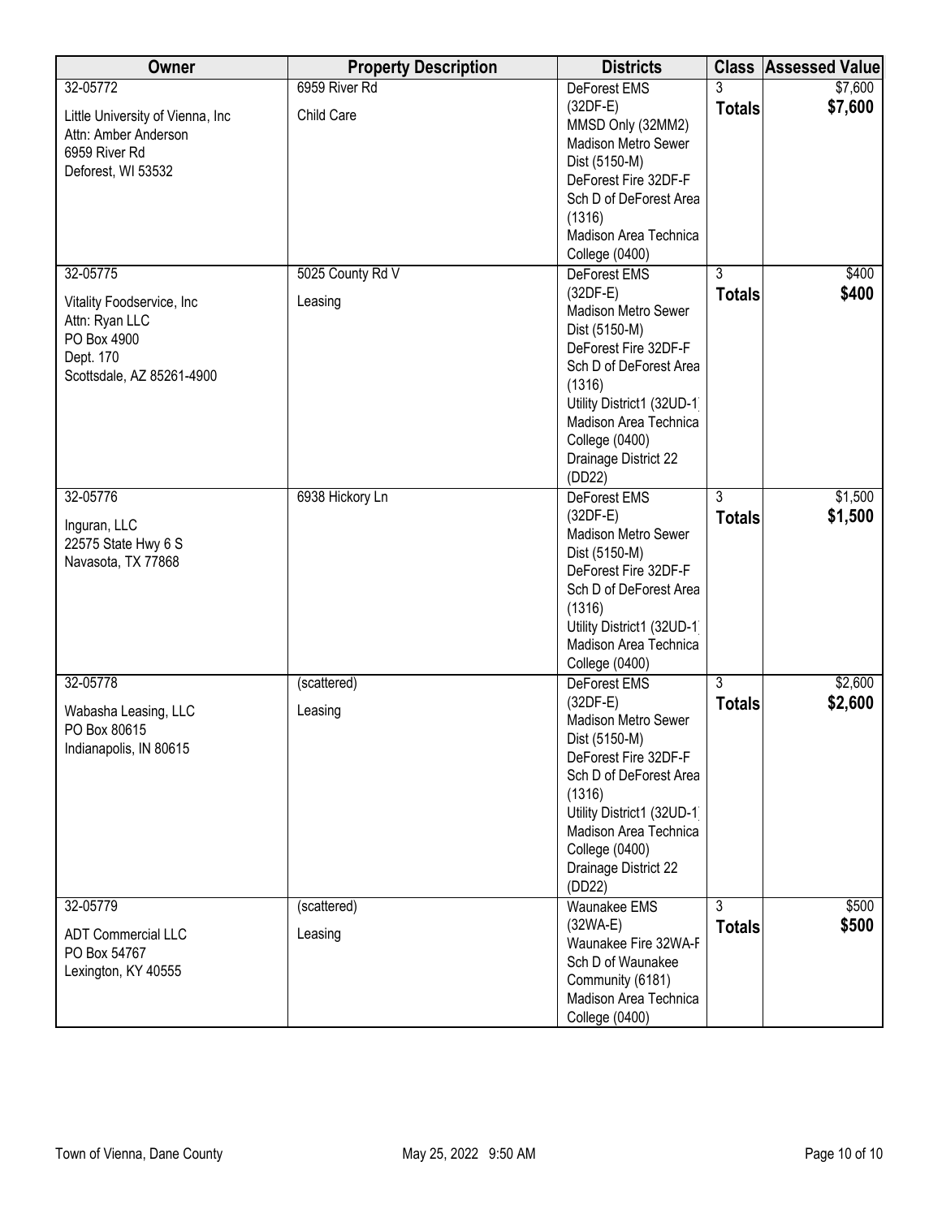| Owner | Property Description | Districts | Class | Assessed Value |
|---|---|---|---|---|
| 32-05772<br><br>Little University of Vienna, Inc<br>Attn: Amber Anderson<br>6959 River Rd<br>Deforest, WI 53532 | 6959 River Rd<br><br>Child Care | DeForest EMS (32DF-E)<br>MMSD Only (32MM2)<br>Madison Metro Sewer Dist (5150-M)<br>DeForest Fire 32DF-F<br>Sch D of DeForest Area (1316)<br>Madison Area Technica College (0400) | 3<br>**Totals** | $7,600<br>**$7,600** |
| 32-05775<br><br>Vitality Foodservice, Inc<br>Attn: Ryan LLC<br>PO Box 4900<br>Dept. 170<br>Scottsdale, AZ 85261-4900 | 5025 County Rd V<br><br>Leasing | DeForest EMS (32DF-E)<br>Madison Metro Sewer Dist (5150-M)<br>DeForest Fire 32DF-F<br>Sch D of DeForest Area (1316)<br>Utility District1 (32UD-1<br>Madison Area Technica College (0400)<br>Drainage District 22 (DD22) | 3<br>**Totals** | $400<br>**$400** |
| 32-05776<br><br>Inguran, LLC<br>22575 State Hwy 6 S<br>Navasota, TX 77868 | 6938 Hickory Ln | DeForest EMS (32DF-E)<br>Madison Metro Sewer Dist (5150-M)<br>DeForest Fire 32DF-F<br>Sch D of DeForest Area (1316)<br>Utility District1 (32UD-1<br>Madison Area Technica College (0400) | 3<br>**Totals** | $1,500<br>**$1,500** |
| 32-05778<br><br>Wabasha Leasing, LLC<br>PO Box 80615<br>Indianapolis, IN 80615 | (scattered)<br><br>Leasing | DeForest EMS (32DF-E)<br>Madison Metro Sewer Dist (5150-M)<br>DeForest Fire 32DF-F<br>Sch D of DeForest Area (1316)<br>Utility District1 (32UD-1<br>Madison Area Technica College (0400)<br>Drainage District 22 (DD22) | 3<br>**Totals** | $2,600<br>**$2,600** |
| 32-05779<br><br>ADT Commercial LLC<br>PO Box 54767<br>Lexington, KY 40555 | (scattered)<br><br>Leasing | Waunakee EMS (32WA-E)<br>Waunakee Fire 32WA-F<br>Sch D of Waunakee Community (6181)<br>Madison Area Technica College (0400) | 3<br>**Totals** | $500<br>**$500** |